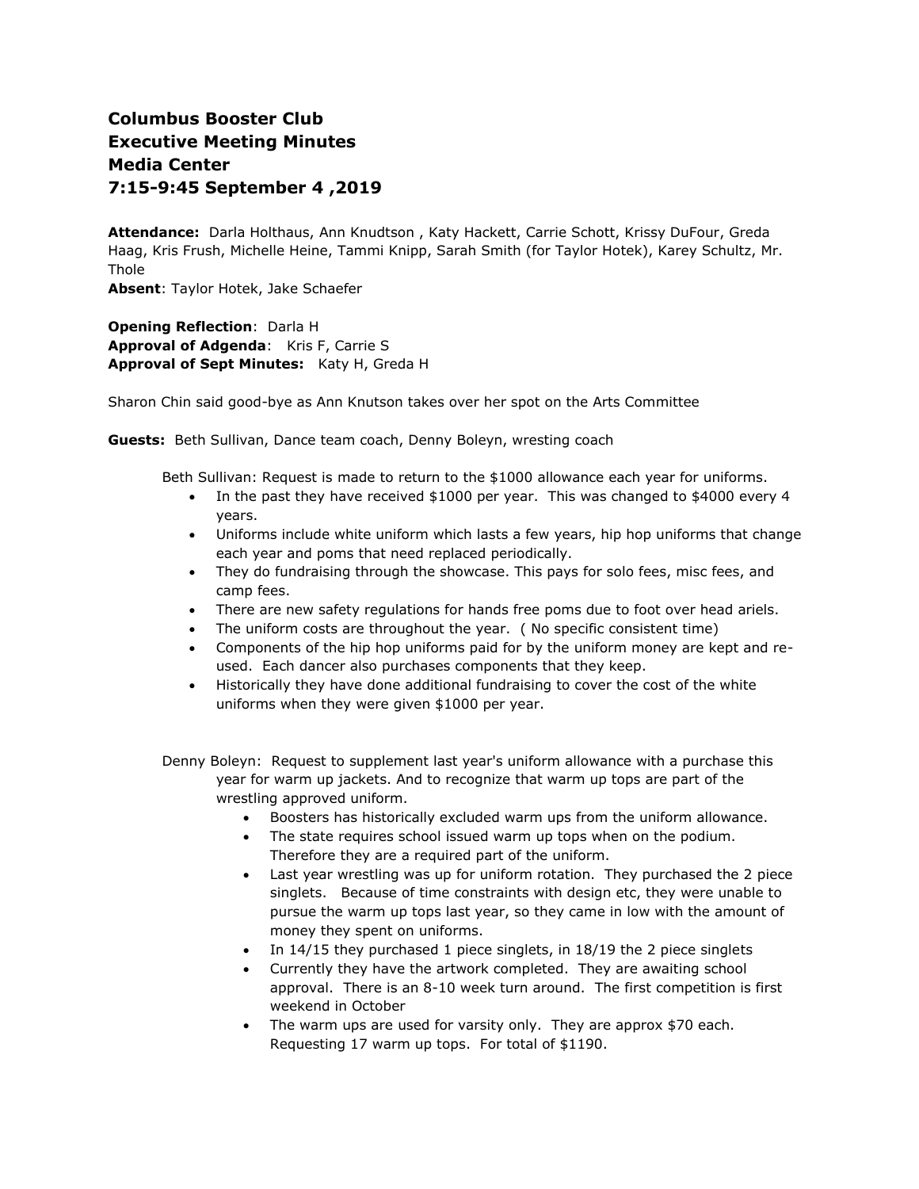**Columbus Booster Club**
**Executive Meeting Minutes**
**Media Center**
**7:15-9:45 September 4 ,2019**

**Attendance:** Darla Holthaus, Ann Knudtson , Katy Hackett, Carrie Schott, Krissy DuFour, Greda Haag, Kris Frush, Michelle Heine, Tammi Knipp, Sarah Smith (for Taylor Hotek), Karey Schultz, Mr. Thole
**Absent**: Taylor Hotek, Jake Schaefer

**Opening Reflection**: Darla H
**Approval of Adgenda**: Kris F, Carrie S
**Approval of Sept Minutes:** Katy H, Greda H

Sharon Chin said good-bye as Ann Knutson takes over her spot on the Arts Committee

**Guests:** Beth Sullivan, Dance team coach, Denny Boleyn, wresting coach

Beth Sullivan: Request is made to return to the $1000 allowance each year for uniforms.

- In the past they have received $1000 per year. This was changed to $4000 every 4 years.
- Uniforms include white uniform which lasts a few years, hip hop uniforms that change each year and poms that need replaced periodically.
- They do fundraising through the showcase. This pays for solo fees, misc fees, and camp fees.
- There are new safety regulations for hands free poms due to foot over head ariels.
- The uniform costs are throughout the year. ( No specific consistent time)
- Components of the hip hop uniforms paid for by the uniform money are kept and re-used. Each dancer also purchases components that they keep.
- Historically they have done additional fundraising to cover the cost of the white uniforms when they were given $1000 per year.

Denny Boleyn: Request to supplement last year's uniform allowance with a purchase this year for warm up jackets. And to recognize that warm up tops are part of the wrestling approved uniform.

- Boosters has historically excluded warm ups from the uniform allowance.
- The state requires school issued warm up tops when on the podium. Therefore they are a required part of the uniform.
- Last year wrestling was up for uniform rotation. They purchased the 2 piece singlets. Because of time constraints with design etc, they were unable to pursue the warm up tops last year, so they came in low with the amount of money they spent on uniforms.
- In 14/15 they purchased 1 piece singlets, in 18/19 the 2 piece singlets
- Currently they have the artwork completed. They are awaiting school approval. There is an 8-10 week turn around. The first competition is first weekend in October
- The warm ups are used for varsity only. They are approx $70 each. Requesting 17 warm up tops. For total of $1190.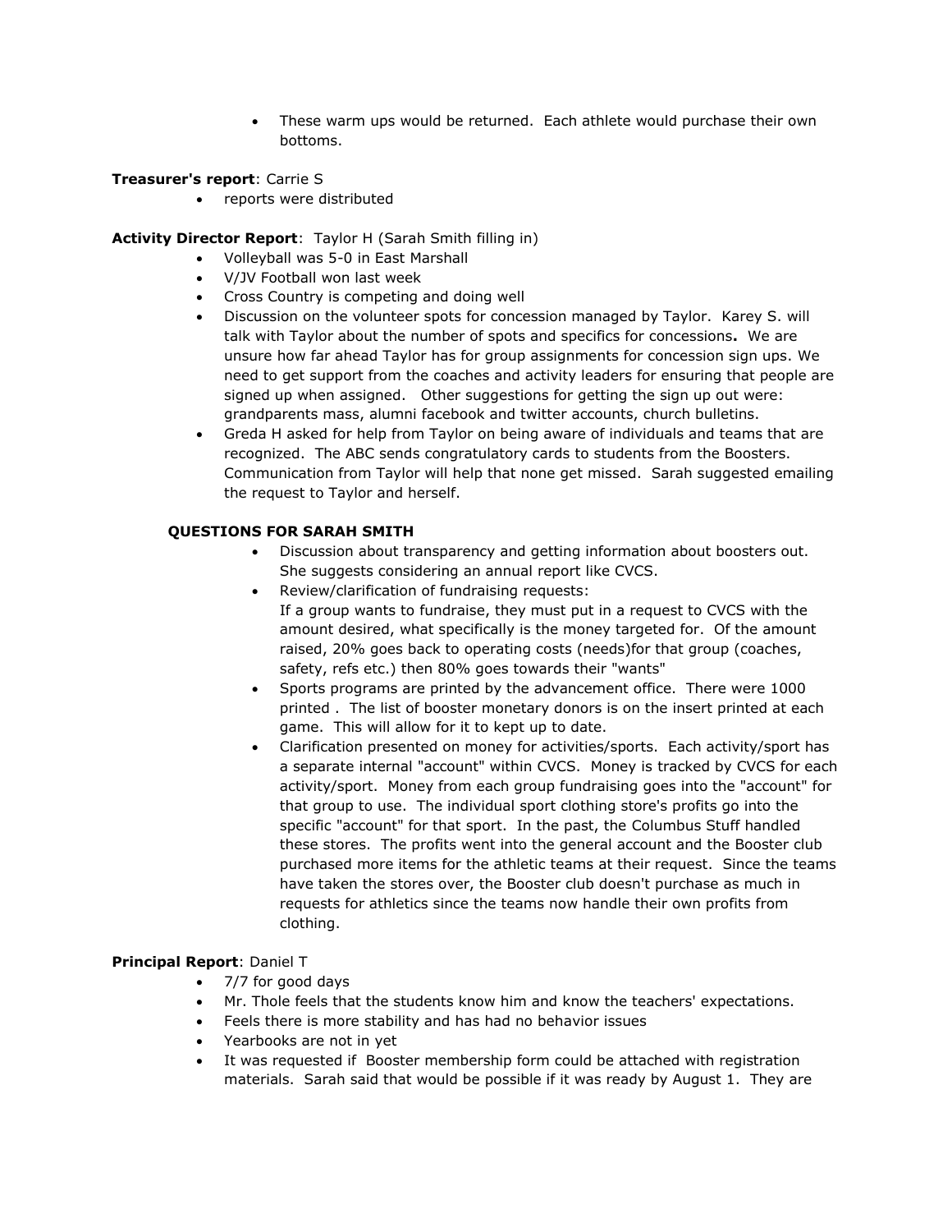- These warm ups would be returned. Each athlete would purchase their own bottoms.

**Treasurer's report**: Carrie S

- reports were distributed

**Activity Director Report**: Taylor H (Sarah Smith filling in)

- Volleyball was 5-0 in East Marshall
- V/JV Football won last week
- Cross Country is competing and doing well
- Discussion on the volunteer spots for concession managed by Taylor. Karey S. will talk with Taylor about the number of spots and specifics for concessions**.** We are unsure how far ahead Taylor has for group assignments for concession sign ups. We need to get support from the coaches and activity leaders for ensuring that people are signed up when assigned. Other suggestions for getting the sign up out were: grandparents mass, alumni facebook and twitter accounts, church bulletins.
- Greda H asked for help from Taylor on being aware of individuals and teams that are recognized. The ABC sends congratulatory cards to students from the Boosters. Communication from Taylor will help that none get missed. Sarah suggested emailing the request to Taylor and herself.

**QUESTIONS FOR SARAH SMITH**

- Discussion about transparency and getting information about boosters out. She suggests considering an annual report like CVCS.
- Review/clarification of fundraising requests:
  If a group wants to fundraise, they must put in a request to CVCS with the amount desired, what specifically is the money targeted for. Of the amount raised, 20% goes back to operating costs (needs)for that group (coaches, safety, refs etc.) then 80% goes towards their "wants"
- Sports programs are printed by the advancement office. There were 1000 printed . The list of booster monetary donors is on the insert printed at each game. This will allow for it to kept up to date.
- Clarification presented on money for activities/sports. Each activity/sport has a separate internal "account" within CVCS. Money is tracked by CVCS for each activity/sport. Money from each group fundraising goes into the "account" for that group to use. The individual sport clothing store's profits go into the specific "account" for that sport. In the past, the Columbus Stuff handled these stores. The profits went into the general account and the Booster club purchased more items for the athletic teams at their request. Since the teams have taken the stores over, the Booster club doesn't purchase as much in requests for athletics since the teams now handle their own profits from clothing.

**Principal Report**: Daniel T

- 7/7 for good days
- Mr. Thole feels that the students know him and know the teachers' expectations.
- Feels there is more stability and has had no behavior issues
- Yearbooks are not in yet
- It was requested if Booster membership form could be attached with registration materials. Sarah said that would be possible if it was ready by August 1. They are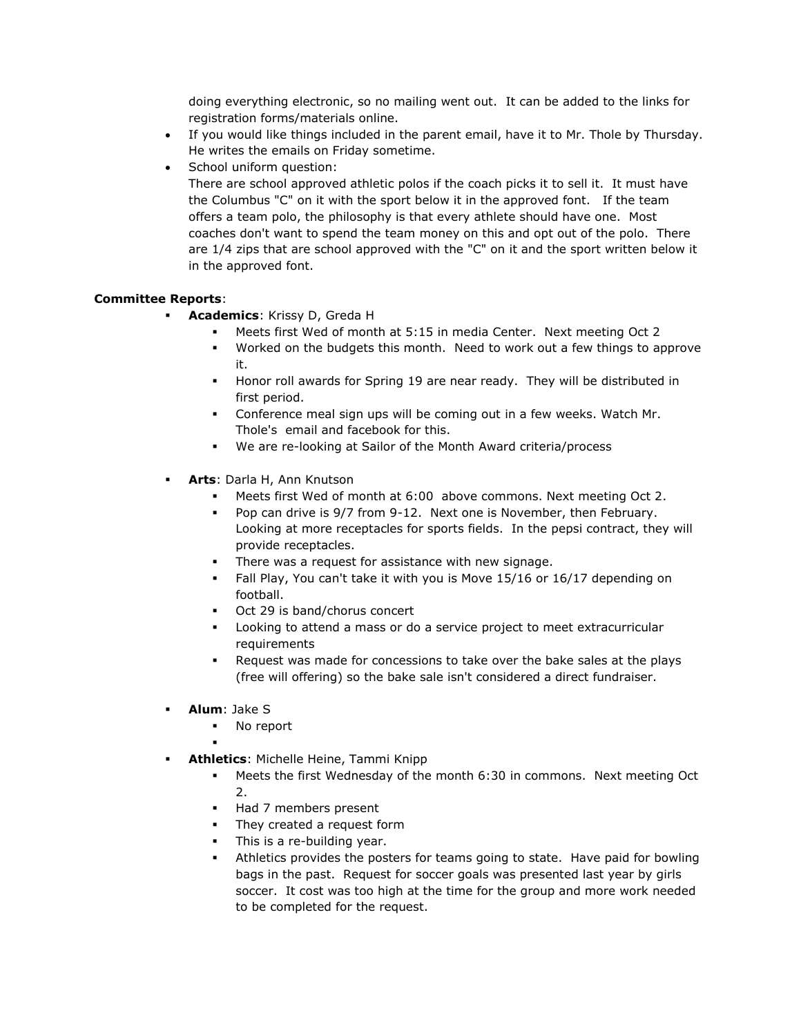doing everything electronic, so no mailing went out. It can be added to the links for registration forms/materials online.

- If you would like things included in the parent email, have it to Mr. Thole by Thursday. He writes the emails on Friday sometime.
- School uniform question:
  There are school approved athletic polos if the coach picks it to sell it. It must have the Columbus "C" on it with the sport below it in the approved font. If the team offers a team polo, the philosophy is that every athlete should have one. Most coaches don't want to spend the team money on this and opt out of the polo. There are 1/4 zips that are school approved with the "C" on it and the sport written below it in the approved font.

**Committee Reports**:

- **Academics**: Krissy D, Greda H
  - Meets first Wed of month at 5:15 in media Center. Next meeting Oct 2
  - Worked on the budgets this month. Need to work out a few things to approve it.
  - Honor roll awards for Spring 19 are near ready. They will be distributed in first period.
  - Conference meal sign ups will be coming out in a few weeks. Watch Mr. Thole's email and facebook for this.
  - We are re-looking at Sailor of the Month Award criteria/process
- **Arts**: Darla H, Ann Knutson
  - Meets first Wed of month at 6:00 above commons. Next meeting Oct 2.
  - Pop can drive is 9/7 from 9-12. Next one is November, then February. Looking at more receptacles for sports fields. In the pepsi contract, they will provide receptacles.
  - There was a request for assistance with new signage.
  - Fall Play, You can't take it with you is Move 15/16 or 16/17 depending on football.
  - Oct 29 is band/chorus concert
  - Looking to attend a mass or do a service project to meet extracurricular requirements
  - Request was made for concessions to take over the bake sales at the plays (free will offering) so the bake sale isn't considered a direct fundraiser.
- **Alum**: Jake S
  - No report
- **Athletics**: Michelle Heine, Tammi Knipp
  - Meets the first Wednesday of the month 6:30 in commons. Next meeting Oct 2.
  - Had 7 members present
  - They created a request form
  - This is a re-building year.
  - Athletics provides the posters for teams going to state. Have paid for bowling bags in the past. Request for soccer goals was presented last year by girls soccer. It cost was too high at the time for the group and more work needed to be completed for the request.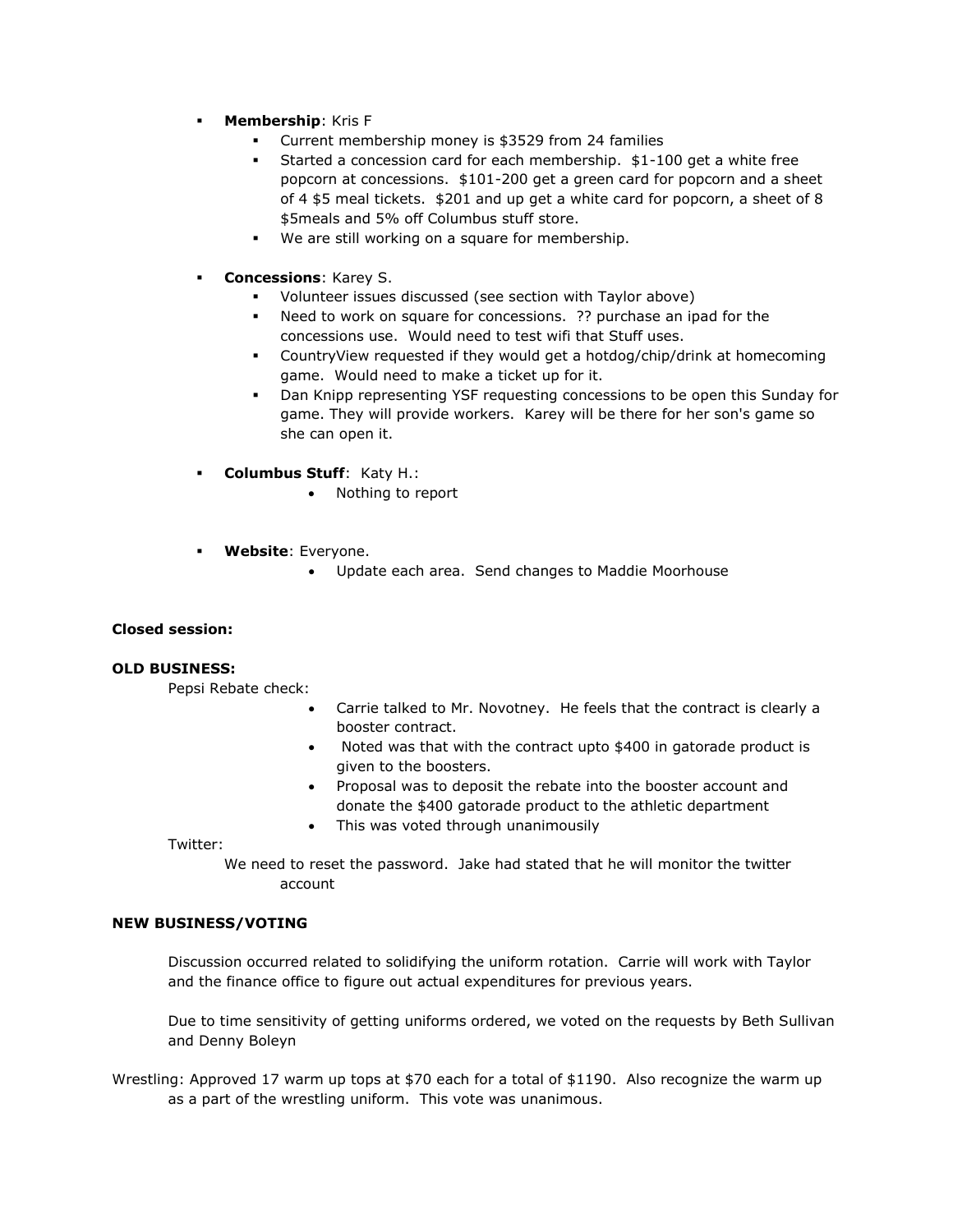- **Membership**: Kris F
  - Current membership money is $3529 from 24 families
  - Started a concession card for each membership. $1-100 get a white free popcorn at concessions. $101-200 get a green card for popcorn and a sheet of 4 $5 meal tickets. $201 and up get a white card for popcorn, a sheet of 8 $5meals and 5% off Columbus stuff store.
  - We are still working on a square for membership.

- **Concessions**: Karey S.
  - Volunteer issues discussed (see section with Taylor above)
  - Need to work on square for concessions. ?? purchase an ipad for the concessions use. Would need to test wifi that Stuff uses.
  - CountryView requested if they would get a hotdog/chip/drink at homecoming game. Would need to make a ticket up for it.
  - Dan Knipp representing YSF requesting concessions to be open this Sunday for game. They will provide workers. Karey will be there for her son's game so she can open it.

- **Columbus Stuff**: Katy H.:
  - Nothing to report

- **Website**: Everyone.
  - Update each area. Send changes to Maddie Moorhouse

**Closed session:**

**OLD BUSINESS:**

Pepsi Rebate check:

- Carrie talked to Mr. Novotney. He feels that the contract is clearly a booster contract.
- Noted was that with the contract upto $400 in gatorade product is given to the boosters.
- Proposal was to deposit the rebate into the booster account and donate the $400 gatorade product to the athletic department
- This was voted through unanimously

Twitter:

We need to reset the password. Jake had stated that he will monitor the twitter account

**NEW BUSINESS/VOTING**

Discussion occurred related to solidifying the uniform rotation. Carrie will work with Taylor and the finance office to figure out actual expenditures for previous years.

Due to time sensitivity of getting uniforms ordered, we voted on the requests by Beth Sullivan and Denny Boleyn

Wrestling: Approved 17 warm up tops at $70 each for a total of $1190. Also recognize the warm up as a part of the wrestling uniform. This vote was unanimous.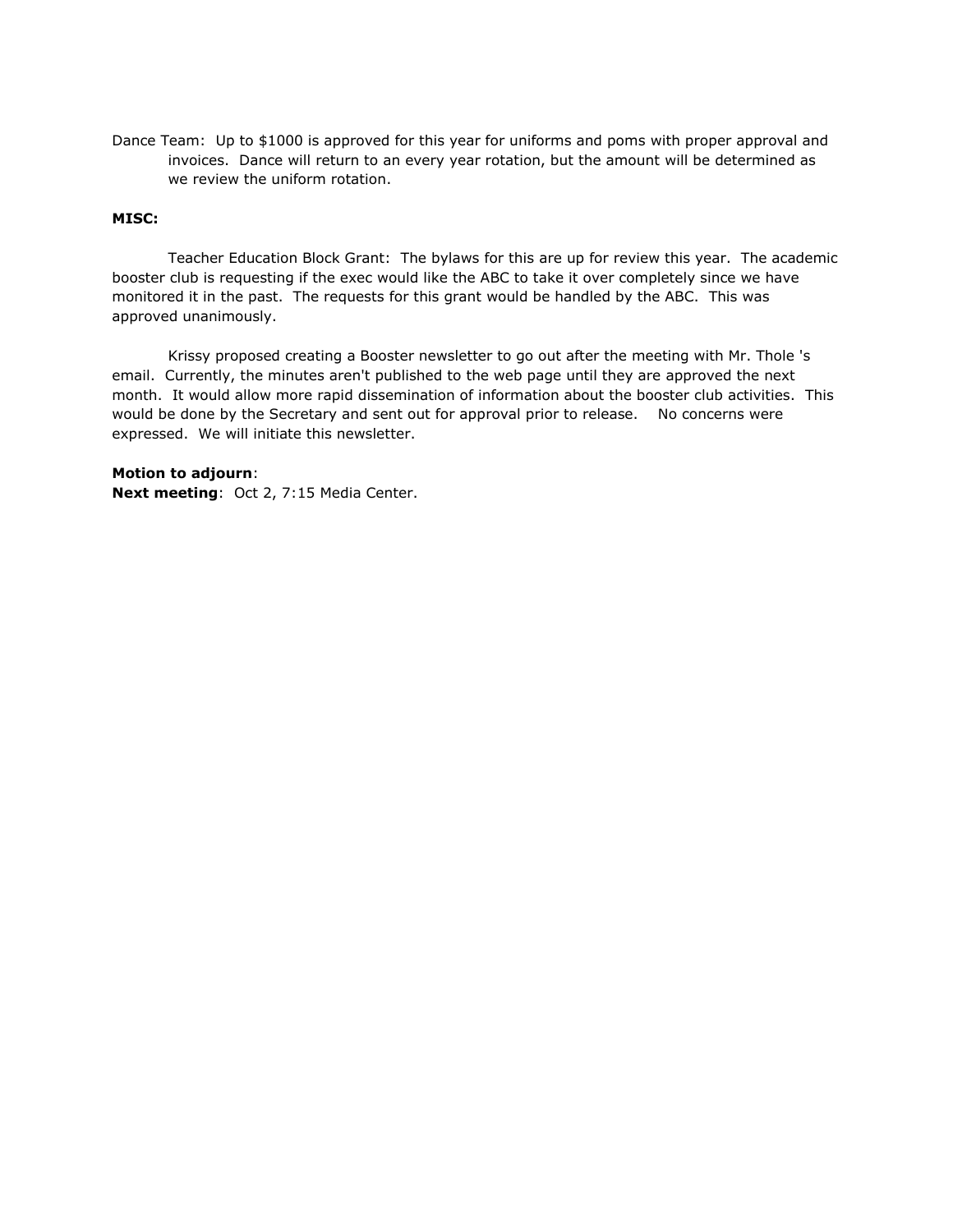Dance Team: Up to $1000 is approved for this year for uniforms and poms with proper approval and invoices. Dance will return to an every year rotation, but the amount will be determined as we review the uniform rotation.

**MISC:**

Teacher Education Block Grant: The bylaws for this are up for review this year. The academic booster club is requesting if the exec would like the ABC to take it over completely since we have monitored it in the past. The requests for this grant would be handled by the ABC. This was approved unanimously.

Krissy proposed creating a Booster newsletter to go out after the meeting with Mr. Thole 's email. Currently, the minutes aren't published to the web page until they are approved the next month. It would allow more rapid dissemination of information about the booster club activities. This would be done by the Secretary and sent out for approval prior to release. No concerns were expressed. We will initiate this newsletter.

**Motion to adjourn**:
**Next meeting**: Oct 2, 7:15 Media Center.